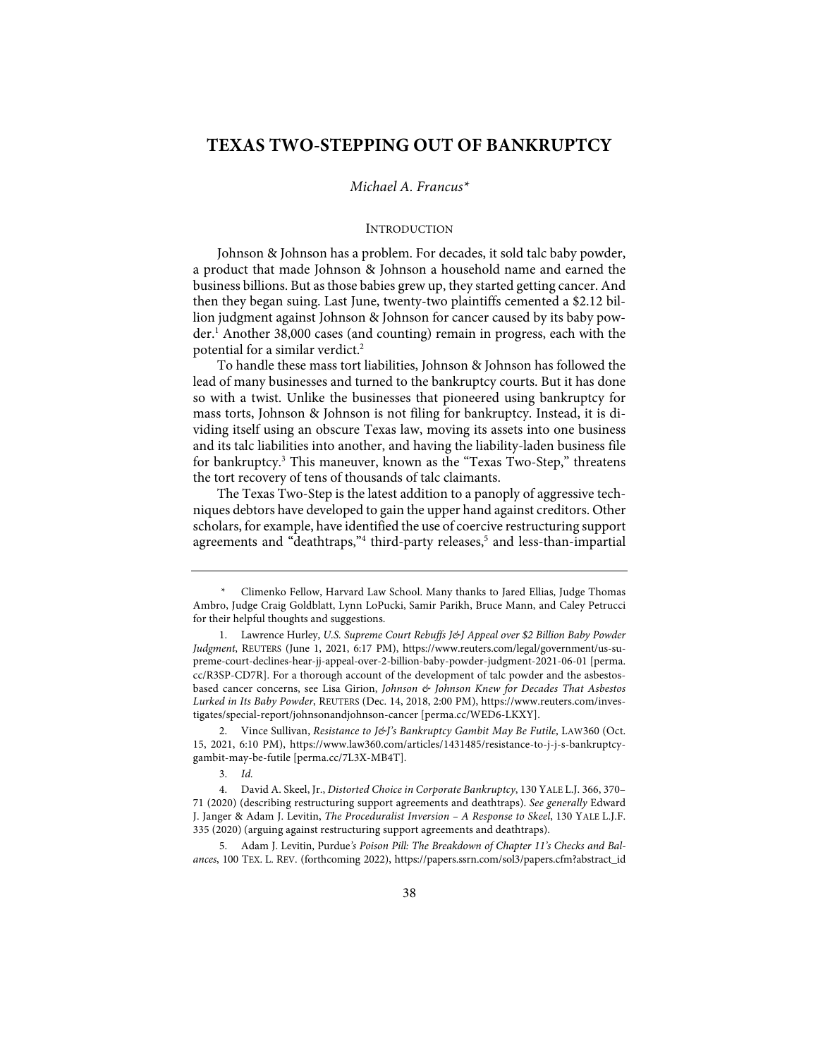# TEXAS TWO-STEPPING OUT OF BANKRUPTCY

*Michael A. Francus**

## INTRODUCTION

Johnson & Johnson has a problem. For decades, it sold talc baby powder, a product that made Johnson & Johnson a household name and earned the business billions. But as those babies grew up, they started getting cancer. And then they began suing. Last June, twenty-two plaintiffs cemented a $2.12 billion judgment against Johnson & Johnson for cancer caused by its baby powder.[1] Another 38,000 cases (and counting) remain in progress, each with the potential for a similar verdict.[2]

To handle these mass tort liabilities, Johnson & Johnson has followed the lead of many businesses and turned to the bankruptcy courts. But it has done so with a twist. Unlike the businesses that pioneered using bankruptcy for mass torts, Johnson & Johnson is not filing for bankruptcy. Instead, it is dividing itself using an obscure Texas law, moving its assets into one business and its talc liabilities into another, and having the liability-laden business file for bankruptcy.[3] This maneuver, known as the "Texas Two-Step," threatens the tort recovery of tens of thousands of talc claimants.

The Texas Two-Step is the latest addition to a panoply of aggressive techniques debtors have developed to gain the upper hand against creditors. Other scholars, for example, have identified the use of coercive restructuring support agreements and "deathtraps,"[4] third-party releases,[5] and less-than-impartial

---

\* Climenko Fellow, Harvard Law School. Many thanks to Jared Ellias, Judge Thomas Ambro, Judge Craig Goldblatt, Lynn LoPucki, Samir Parikh, Bruce Mann, and Caley Petrucci for their helpful thoughts and suggestions.

1. Lawrence Hurley, *U.S. Supreme Court Rebuffs J&J Appeal over $2 Billion Baby Powder Judgment*, REUTERS (June 1, 2021, 6:17 PM), https://www.reuters.com/legal/government/us-supreme-court-declines-hear-jj-appeal-over-2-billion-baby-powder-judgment-2021-06-01 [perma.cc/R3SP-CD7R]. For a thorough account of the development of talc powder and the asbestos-based cancer concerns, see Lisa Girion, *Johnson & Johnson Knew for Decades That Asbestos Lurked in Its Baby Powder*, REUTERS (Dec. 14, 2018, 2:00 PM), https://www.reuters.com/investigates/special-report/johnsonandjohnson-cancer [perma.cc/WED6-LKXY].

2. Vince Sullivan, *Resistance to J&J's Bankruptcy Gambit May Be Futile*, LAW360 (Oct. 15, 2021, 6:10 PM), https://www.law360.com/articles/1431485/resistance-to-j-j-s-bankruptcy-gambit-may-be-futile [perma.cc/7L3X-MB4T].

3. *Id.*

4. David A. Skeel, Jr., *Distorted Choice in Corporate Bankruptcy*, 130 YALE L.J. 366, 370–71 (2020) (describing restructuring support agreements and deathtraps). *See generally* Edward J. Janger & Adam J. Levitin, *The Proceduralist Inversion – A Response to Skeel*, 130 YALE L.J.F. 335 (2020) (arguing against restructuring support agreements and deathtraps).

5. Adam J. Levitin, *Purdue's Poison Pill: The Breakdown of Chapter 11's Checks and Balances*, 100 TEX. L. REV. (forthcoming 2022), https://papers.ssrn.com/sol3/papers.cfm?abstract_id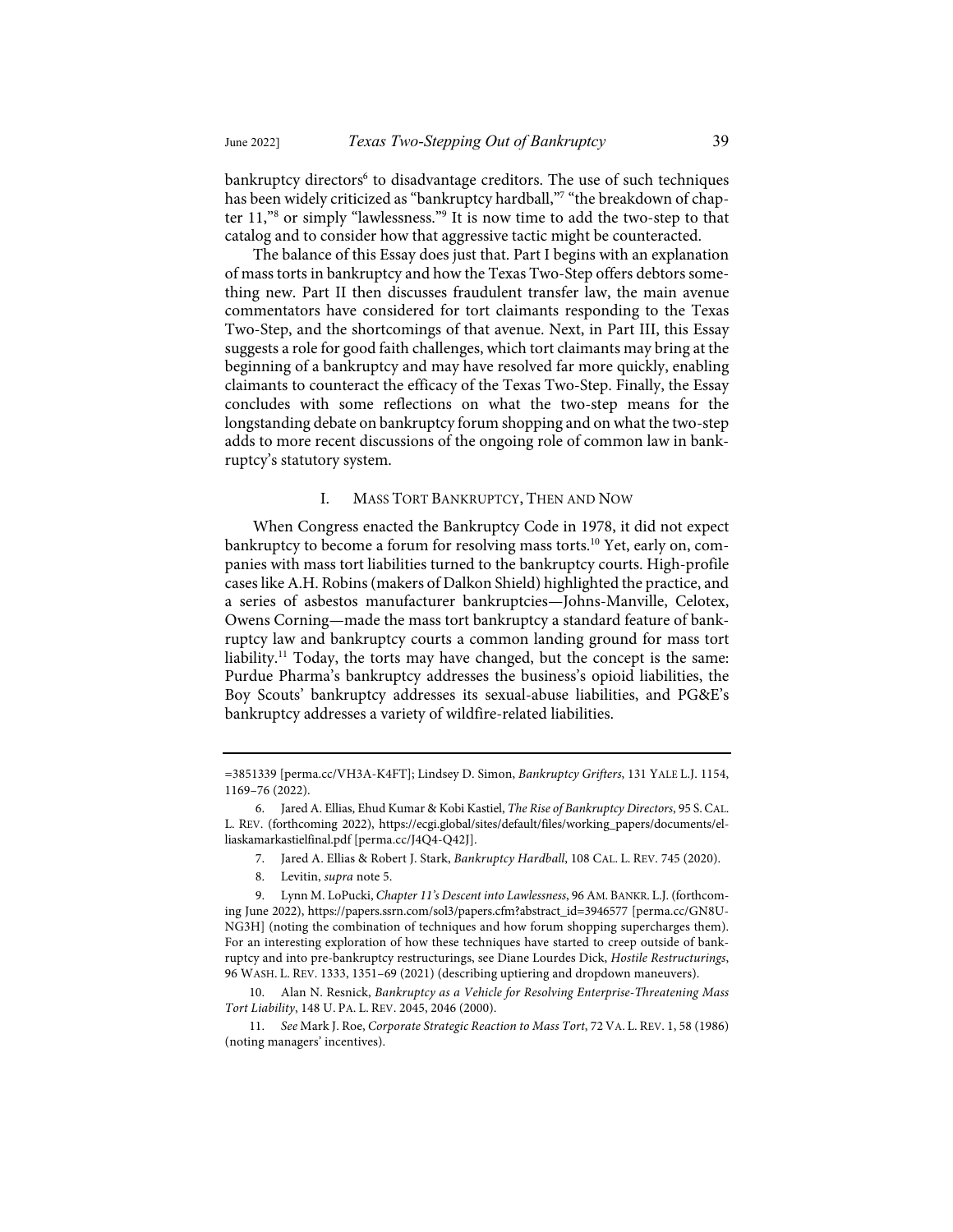bankruptcy directors[6] to disadvantage creditors. The use of such techniques has been widely criticized as "bankruptcy hardball,"[7] "the breakdown of chapter 11,"[8] or simply "lawlessness."[9] It is now time to add the two-step to that catalog and to consider how that aggressive tactic might be counteracted.

The balance of this Essay does just that. Part I begins with an explanation of mass torts in bankruptcy and how the Texas Two-Step offers debtors something new. Part II then discusses fraudulent transfer law, the main avenue commentators have considered for tort claimants responding to the Texas Two-Step, and the shortcomings of that avenue. Next, in Part III, this Essay suggests a role for good faith challenges, which tort claimants may bring at the beginning of a bankruptcy and may have resolved far more quickly, enabling claimants to counteract the efficacy of the Texas Two-Step. Finally, the Essay concludes with some reflections on what the two-step means for the longstanding debate on bankruptcy forum shopping and on what the two-step adds to more recent discussions of the ongoing role of common law in bankruptcy's statutory system.

## I. Mass Tort Bankruptcy, Then and Now

When Congress enacted the Bankruptcy Code in 1978, it did not expect bankruptcy to become a forum for resolving mass torts.[10] Yet, early on, companies with mass tort liabilities turned to the bankruptcy courts. High-profile cases like A.H. Robins (makers of Dalkon Shield) highlighted the practice, and a series of asbestos manufacturer bankruptcies—Johns-Manville, Celotex, Owens Corning—made the mass tort bankruptcy a standard feature of bankruptcy law and bankruptcy courts a common landing ground for mass tort liability.[11] Today, the torts may have changed, but the concept is the same: Purdue Pharma's bankruptcy addresses the business's opioid liabilities, the Boy Scouts' bankruptcy addresses its sexual-abuse liabilities, and PG&E's bankruptcy addresses a variety of wildfire-related liabilities.

---

=3851339 [perma.cc/VH3A-K4FT]; Lindsey D. Simon, *Bankruptcy Grifters*, 131 Yale L.J. 1154, 1169–76 (2022).

6. Jared A. Ellias, Ehud Kumar & Kobi Kastiel, *The Rise of Bankruptcy Directors*, 95 S. Cal. L. Rev. (forthcoming 2022), https://ecgi.global/sites/default/files/working_papers/documents/elliaskamarkastielfinal.pdf [perma.cc/J4Q4-Q42J].

7. Jared A. Ellias & Robert J. Stark, *Bankruptcy Hardball*, 108 Cal. L. Rev. 745 (2020).

8. Levitin, *supra* note 5.

9. Lynn M. LoPucki, *Chapter 11's Descent into Lawlessness*, 96 Am. Bankr. L.J. (forthcoming June 2022), https://papers.ssrn.com/sol3/papers.cfm?abstract_id=3946577 [perma.cc/GN8U-NG3H] (noting the combination of techniques and how forum shopping supercharges them). For an interesting exploration of how these techniques have started to creep outside of bankruptcy and into pre-bankruptcy restructurings, see Diane Lourdes Dick, *Hostile Restructurings*, 96 Wash. L. Rev. 1333, 1351–69 (2021) (describing uptiering and dropdown maneuvers).

10. Alan N. Resnick, *Bankruptcy as a Vehicle for Resolving Enterprise-Threatening Mass Tort Liability*, 148 U. Pa. L. Rev. 2045, 2046 (2000).

11. *See* Mark J. Roe, *Corporate Strategic Reaction to Mass Tort*, 72 Va. L. Rev. 1, 58 (1986) (noting managers' incentives).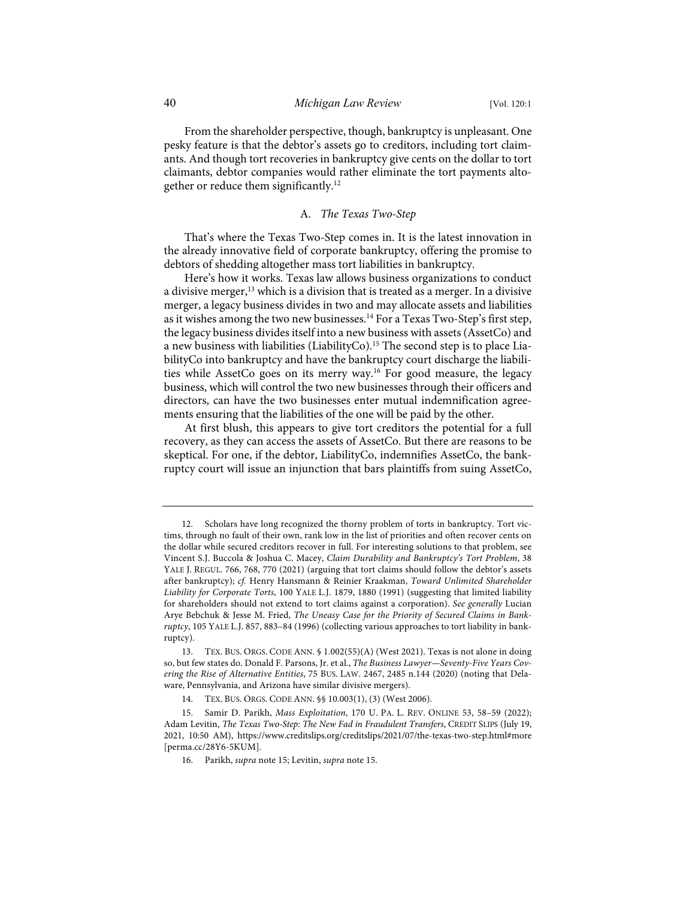From the shareholder perspective, though, bankruptcy is unpleasant. One pesky feature is that the debtor's assets go to creditors, including tort claimants. And though tort recoveries in bankruptcy give cents on the dollar to tort claimants, debtor companies would rather eliminate the tort payments altogether or reduce them significantly.[12]

### A. *The Texas Two-Step*

That's where the Texas Two-Step comes in. It is the latest innovation in the already innovative field of corporate bankruptcy, offering the promise to debtors of shedding altogether mass tort liabilities in bankruptcy.

Here's how it works. Texas law allows business organizations to conduct a divisive merger,[13] which is a division that is treated as a merger. In a divisive merger, a legacy business divides in two and may allocate assets and liabilities as it wishes among the two new businesses.[14] For a Texas Two-Step's first step, the legacy business divides itself into a new business with assets (AssetCo) and a new business with liabilities (LiabilityCo).[15] The second step is to place LiabilityCo into bankruptcy and have the bankruptcy court discharge the liabilities while AssetCo goes on its merry way.[16] For good measure, the legacy business, which will control the two new businesses through their officers and directors, can have the two businesses enter mutual indemnification agreements ensuring that the liabilities of the one will be paid by the other.

At first blush, this appears to give tort creditors the potential for a full recovery, as they can access the assets of AssetCo. But there are reasons to be skeptical. For one, if the debtor, LiabilityCo, indemnifies AssetCo, the bankruptcy court will issue an injunction that bars plaintiffs from suing AssetCo,

---

12. Scholars have long recognized the thorny problem of torts in bankruptcy. Tort victims, through no fault of their own, rank low in the list of priorities and often recover cents on the dollar while secured creditors recover in full. For interesting solutions to that problem, see Vincent S.J. Buccola & Joshua C. Macey, *Claim Durability and Bankruptcy's Tort Problem*, 38 YALE J. REGUL. 766, 768, 770 (2021) (arguing that tort claims should follow the debtor's assets after bankruptcy); *cf.* Henry Hansmann & Reinier Kraakman, *Toward Unlimited Shareholder Liability for Corporate Torts*, 100 YALE L.J. 1879, 1880 (1991) (suggesting that limited liability for shareholders should not extend to tort claims against a corporation). *See generally* Lucian Arye Bebchuk & Jesse M. Fried, *The Uneasy Case for the Priority of Secured Claims in Bankruptcy*, 105 YALE L.J. 857, 883–84 (1996) (collecting various approaches to tort liability in bankruptcy).

13. TEX. BUS. ORGS. CODE ANN. § 1.002(55)(A) (West 2021). Texas is not alone in doing so, but few states do. Donald F. Parsons, Jr. et al., *The Business Lawyer—Seventy-Five Years Covering the Rise of Alternative Entities*, 75 BUS. LAW. 2467, 2485 n.144 (2020) (noting that Delaware, Pennsylvania, and Arizona have similar divisive mergers).

14. TEX. BUS. ORGS. CODE ANN. §§ 10.003(1), (3) (West 2006).

15. Samir D. Parikh, *Mass Exploitation*, 170 U. PA. L. REV. ONLINE 53, 58–59 (2022); Adam Levitin, *The Texas Two-Step: The New Fad in Fraudulent Transfers*, CREDIT SLIPS (July 19, 2021, 10:50 AM), https://www.creditslips.org/creditslips/2021/07/the-texas-two-step.html#more [perma.cc/28Y6-5KUM].

16. Parikh, *supra* note 15; Levitin, *supra* note 15.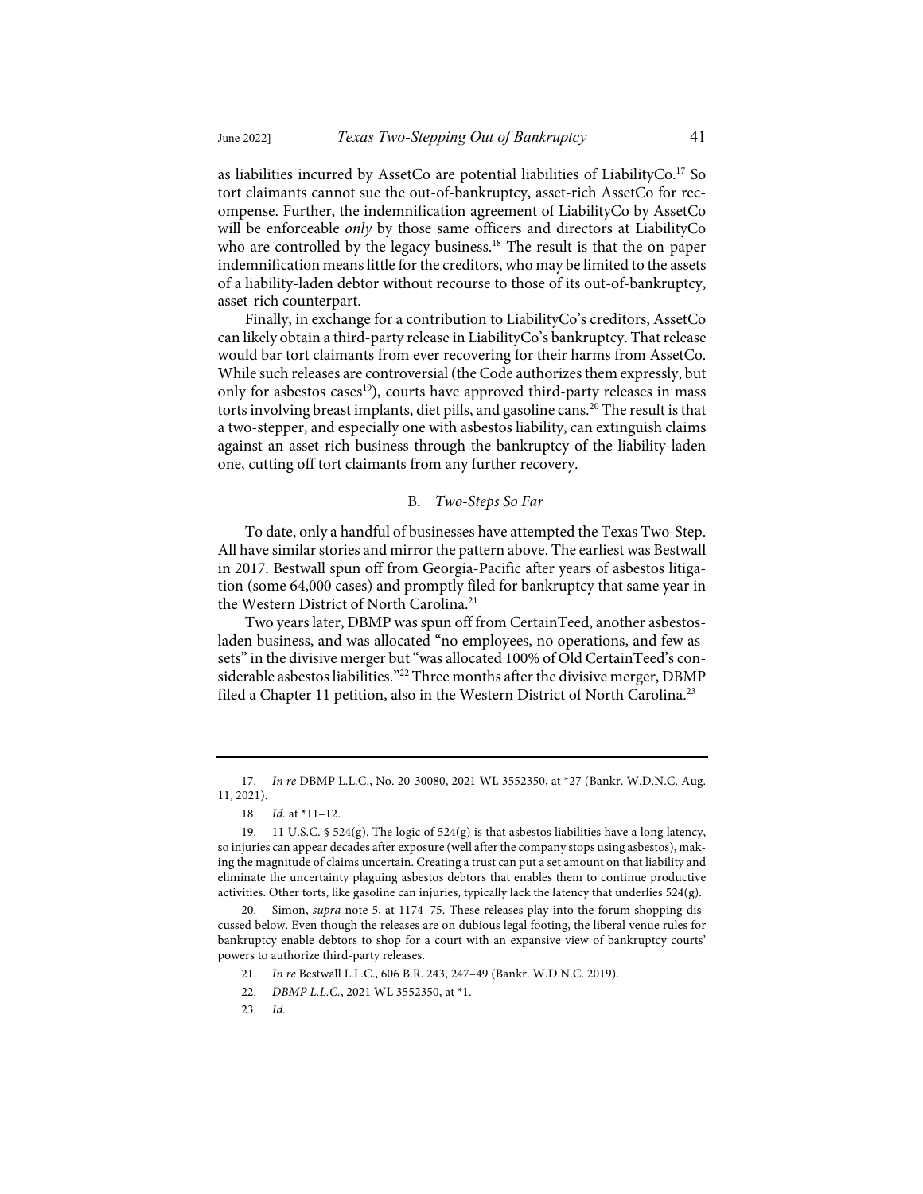as liabilities incurred by AssetCo are potential liabilities of LiabilityCo.[17] So tort claimants cannot sue the out-of-bankruptcy, asset-rich AssetCo for recompense. Further, the indemnification agreement of LiabilityCo by AssetCo will be enforceable *only* by those same officers and directors at LiabilityCo who are controlled by the legacy business.[18] The result is that the on-paper indemnification means little for the creditors, who may be limited to the assets of a liability-laden debtor without recourse to those of its out-of-bankruptcy, asset-rich counterpart.

Finally, in exchange for a contribution to LiabilityCo's creditors, AssetCo can likely obtain a third-party release in LiabilityCo's bankruptcy. That release would bar tort claimants from ever recovering for their harms from AssetCo. While such releases are controversial (the Code authorizes them expressly, but only for asbestos cases[19]), courts have approved third-party releases in mass torts involving breast implants, diet pills, and gasoline cans.[20] The result is that a two-stepper, and especially one with asbestos liability, can extinguish claims against an asset-rich business through the bankruptcy of the liability-laden one, cutting off tort claimants from any further recovery.

### B. *Two-Steps So Far*

To date, only a handful of businesses have attempted the Texas Two-Step. All have similar stories and mirror the pattern above. The earliest was Bestwall in 2017. Bestwall spun off from Georgia-Pacific after years of asbestos litigation (some 64,000 cases) and promptly filed for bankruptcy that same year in the Western District of North Carolina.[21]

Two years later, DBMP was spun off from CertainTeed, another asbestos-laden business, and was allocated "no employees, no operations, and few assets" in the divisive merger but "was allocated 100% of Old CertainTeed's considerable asbestos liabilities."[22] Three months after the divisive merger, DBMP filed a Chapter 11 petition, also in the Western District of North Carolina.[23]

---

17. *In re* DBMP L.L.C., No. 20-30080, 2021 WL 3552350, at *27 (Bankr. W.D.N.C. Aug. 11, 2021).

18. *Id.* at *11–12.

19. 11 U.S.C. § 524(g). The logic of 524(g) is that asbestos liabilities have a long latency, so injuries can appear decades after exposure (well after the company stops using asbestos), making the magnitude of claims uncertain. Creating a trust can put a set amount on that liability and eliminate the uncertainty plaguing asbestos debtors that enables them to continue productive activities. Other torts, like gasoline can injuries, typically lack the latency that underlies 524(g).

20. Simon, *supra* note 5, at 1174–75. These releases play into the forum shopping discussed below. Even though the releases are on dubious legal footing, the liberal venue rules for bankruptcy enable debtors to shop for a court with an expansive view of bankruptcy courts' powers to authorize third-party releases.

21. *In re* Bestwall L.L.C., 606 B.R. 243, 247–49 (Bankr. W.D.N.C. 2019).

22. *DBMP L.L.C.*, 2021 WL 3552350, at *1.

23. *Id.*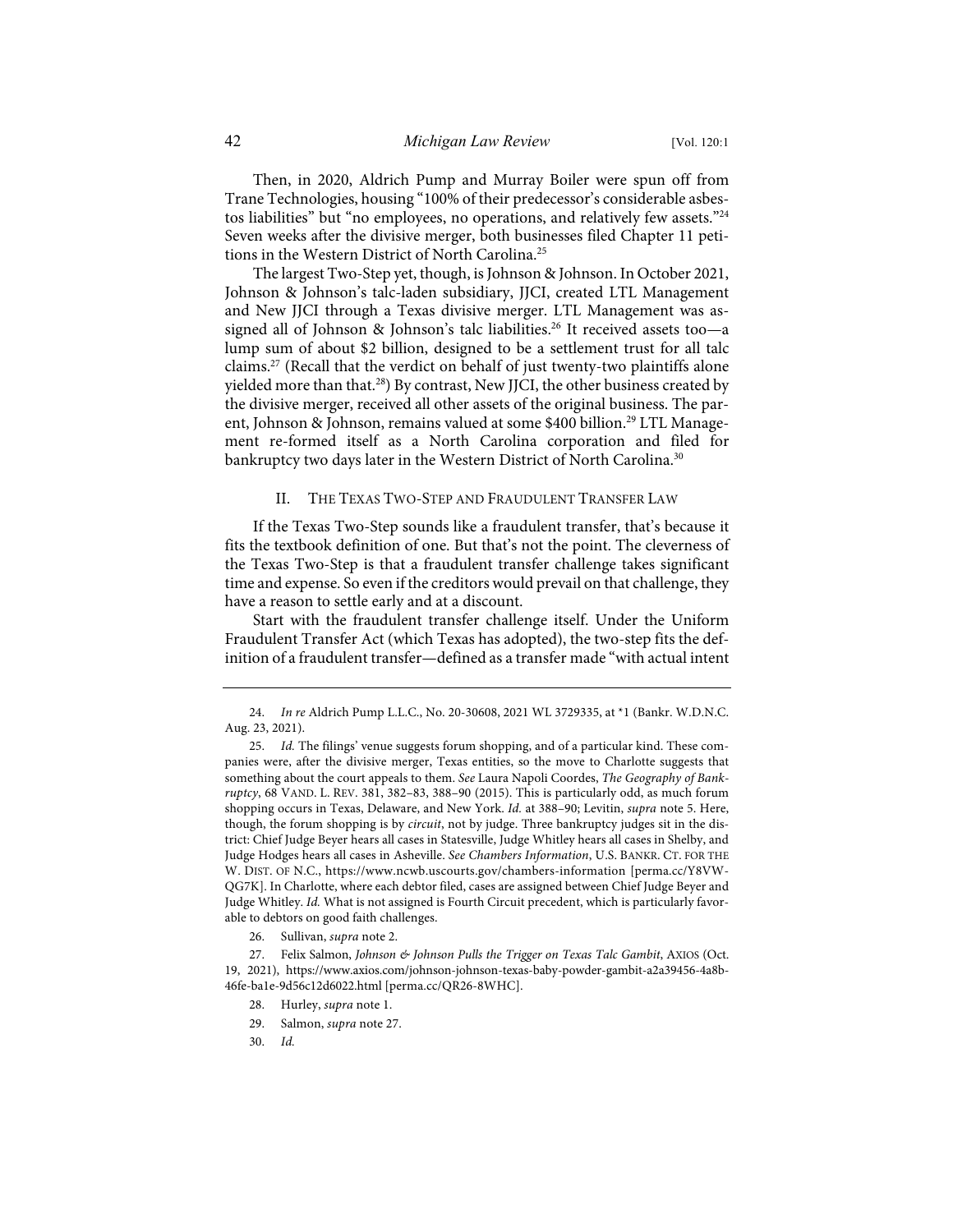Then, in 2020, Aldrich Pump and Murray Boiler were spun off from Trane Technologies, housing "100% of their predecessor's considerable asbestos liabilities" but "no employees, no operations, and relatively few assets."[24] Seven weeks after the divisive merger, both businesses filed Chapter 11 petitions in the Western District of North Carolina.[25]

The largest Two-Step yet, though, is Johnson & Johnson. In October 2021, Johnson & Johnson's talc-laden subsidiary, JJCI, created LTL Management and New JJCI through a Texas divisive merger. LTL Management was assigned all of Johnson & Johnson's talc liabilities.[26] It received assets too—a lump sum of about $2 billion, designed to be a settlement trust for all talc claims.[27] (Recall that the verdict on behalf of just twenty-two plaintiffs alone yielded more than that.[28]) By contrast, New JJCI, the other business created by the divisive merger, received all other assets of the original business. The parent, Johnson & Johnson, remains valued at some $400 billion.[29] LTL Management re-formed itself as a North Carolina corporation and filed for bankruptcy two days later in the Western District of North Carolina.[30]

## II. The Texas Two-Step and Fraudulent Transfer Law

If the Texas Two-Step sounds like a fraudulent transfer, that's because it fits the textbook definition of one. But that's not the point. The cleverness of the Texas Two-Step is that a fraudulent transfer challenge takes significant time and expense. So even if the creditors would prevail on that challenge, they have a reason to settle early and at a discount.

Start with the fraudulent transfer challenge itself. Under the Uniform Fraudulent Transfer Act (which Texas has adopted), the two-step fits the definition of a fraudulent transfer—defined as a transfer made "with actual intent

---

24. *In re* Aldrich Pump L.L.C., No. 20-30608, 2021 WL 3729335, at *1 (Bankr. W.D.N.C. Aug. 23, 2021).

25. *Id.* The filings' venue suggests forum shopping, and of a particular kind. These companies were, after the divisive merger, Texas entities, so the move to Charlotte suggests that something about the court appeals to them. *See* Laura Napoli Coordes, *The Geography of Bankruptcy*, 68 Vand. L. Rev. 381, 382–83, 388–90 (2015). This is particularly odd, as much forum shopping occurs in Texas, Delaware, and New York. *Id.* at 388–90; Levitin, *supra* note 5. Here, though, the forum shopping is by *circuit*, not by judge. Three bankruptcy judges sit in the district: Chief Judge Beyer hears all cases in Statesville, Judge Whitley hears all cases in Shelby, and Judge Hodges hears all cases in Asheville. *See Chambers Information*, U.S. Bankr. Ct. for the W. Dist. of N.C., https://www.ncwb.uscourts.gov/chambers-information [perma.cc/Y8VW-QG7K]. In Charlotte, where each debtor filed, cases are assigned between Chief Judge Beyer and Judge Whitley. *Id.* What is not assigned is Fourth Circuit precedent, which is particularly favorable to debtors on good faith challenges.

26. Sullivan, *supra* note 2.

27. Felix Salmon, *Johnson & Johnson Pulls the Trigger on Texas Talc Gambit*, Axios (Oct. 19, 2021), https://www.axios.com/johnson-johnson-texas-baby-powder-gambit-a2a39456-4a8b-46fe-ba1e-9d56c12d6022.html [perma.cc/QR26-8WHC].

28. Hurley, *supra* note 1.

29. Salmon, *supra* note 27.

30. *Id.*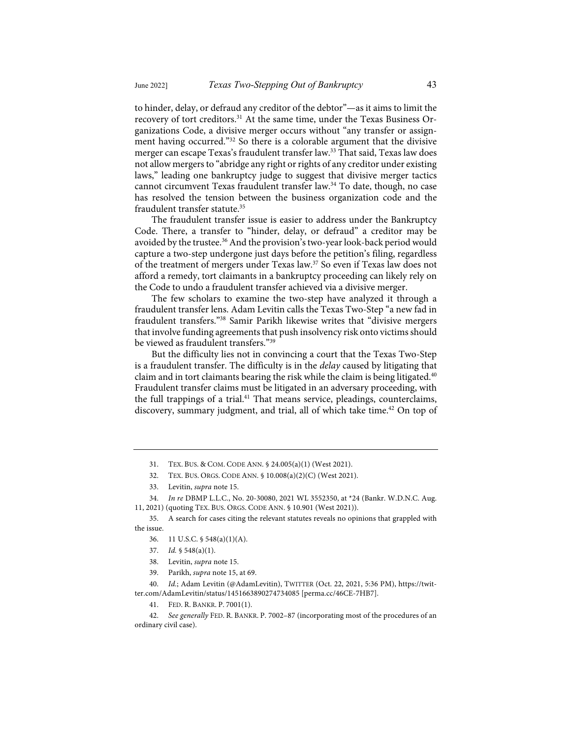to hinder, delay, or defraud any creditor of the debtor"—as it aims to limit the recovery of tort creditors.[31] At the same time, under the Texas Business Organizations Code, a divisive merger occurs without "any transfer or assignment having occurred."[32] So there is a colorable argument that the divisive merger can escape Texas's fraudulent transfer law.[33] That said, Texas law does not allow mergers to "abridge any right or rights of any creditor under existing laws," leading one bankruptcy judge to suggest that divisive merger tactics cannot circumvent Texas fraudulent transfer law.[34] To date, though, no case has resolved the tension between the business organization code and the fraudulent transfer statute.[35]

The fraudulent transfer issue is easier to address under the Bankruptcy Code. There, a transfer to "hinder, delay, or defraud" a creditor may be avoided by the trustee.[36] And the provision's two-year look-back period would capture a two-step undergone just days before the petition's filing, regardless of the treatment of mergers under Texas law.[37] So even if Texas law does not afford a remedy, tort claimants in a bankruptcy proceeding can likely rely on the Code to undo a fraudulent transfer achieved via a divisive merger.

The few scholars to examine the two-step have analyzed it through a fraudulent transfer lens. Adam Levitin calls the Texas Two-Step "a new fad in fraudulent transfers."[38] Samir Parikh likewise writes that "divisive mergers that involve funding agreements that push insolvency risk onto victims should be viewed as fraudulent transfers."[39]

But the difficulty lies not in convincing a court that the Texas Two-Step is a fraudulent transfer. The difficulty is in the *delay* caused by litigating that claim and in tort claimants bearing the risk while the claim is being litigated.[40] Fraudulent transfer claims must be litigated in an adversary proceeding, with the full trappings of a trial.[41] That means service, pleadings, counterclaims, discovery, summary judgment, and trial, all of which take time.[42] On top of

---

31. TEX. BUS. & COM. CODE ANN. § 24.005(a)(1) (West 2021).

32. TEX. BUS. ORGS. CODE ANN. § 10.008(a)(2)(C) (West 2021).

33. Levitin, *supra* note 15.

34. *In re* DBMP L.L.C., No. 20-30080, 2021 WL 3552350, at *24 (Bankr. W.D.N.C. Aug. 11, 2021) (quoting TEX. BUS. ORGS. CODE ANN. § 10.901 (West 2021)).

35. A search for cases citing the relevant statutes reveals no opinions that grappled with the issue.

36. 11 U.S.C. § 548(a)(1)(A).

37. *Id.* § 548(a)(1).

38. Levitin, *supra* note 15.

39. Parikh, *supra* note 15, at 69.

40. *Id.*; Adam Levitin (@AdamLevitin), TWITTER (Oct. 22, 2021, 5:36 PM), https://twitter.com/AdamLevitin/status/1451663890274734085 [perma.cc/46CE-7HB7].

41. FED. R. BANKR. P. 7001(1).

42. *See generally* FED. R. BANKR. P. 7002–87 (incorporating most of the procedures of an ordinary civil case).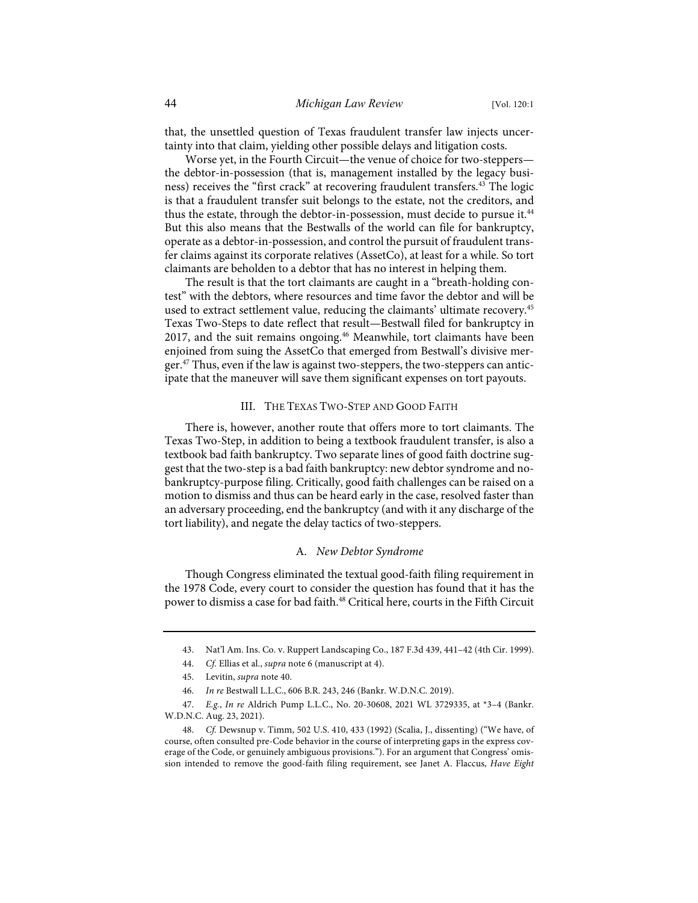that, the unsettled question of Texas fraudulent transfer law injects uncertainty into that claim, yielding other possible delays and litigation costs.

Worse yet, in the Fourth Circuit—the venue of choice for two-steppers—the debtor-in-possession (that is, management installed by the legacy business) receives the "first crack" at recovering fraudulent transfers.[43] The logic is that a fraudulent transfer suit belongs to the estate, not the creditors, and thus the estate, through the debtor-in-possession, must decide to pursue it.[44] But this also means that the Bestwalls of the world can file for bankruptcy, operate as a debtor-in-possession, and control the pursuit of fraudulent transfer claims against its corporate relatives (AssetCo), at least for a while. So tort claimants are beholden to a debtor that has no interest in helping them.

The result is that the tort claimants are caught in a "breath-holding contest" with the debtors, where resources and time favor the debtor and will be used to extract settlement value, reducing the claimants' ultimate recovery.[45] Texas Two-Steps to date reflect that result—Bestwall filed for bankruptcy in 2017, and the suit remains ongoing.[46] Meanwhile, tort claimants have been enjoined from suing the AssetCo that emerged from Bestwall's divisive merger.[47] Thus, even if the law is against two-steppers, the two-steppers can anticipate that the maneuver will save them significant expenses on tort payouts.

## III. The Texas Two-Step and Good Faith

There is, however, another route that offers more to tort claimants. The Texas Two-Step, in addition to being a textbook fraudulent transfer, is also a textbook bad faith bankruptcy. Two separate lines of good faith doctrine suggest that the two-step is a bad faith bankruptcy: new debtor syndrome and no-bankruptcy-purpose filing. Critically, good faith challenges can be raised on a motion to dismiss and thus can be heard early in the case, resolved faster than an adversary proceeding, end the bankruptcy (and with it any discharge of the tort liability), and negate the delay tactics of two-steppers.

### A. *New Debtor Syndrome*

Though Congress eliminated the textual good-faith filing requirement in the 1978 Code, every court to consider the question has found that it has the power to dismiss a case for bad faith.[48] Critical here, courts in the Fifth Circuit

---

43. Nat'l Am. Ins. Co. v. Ruppert Landscaping Co., 187 F.3d 439, 441–42 (4th Cir. 1999).

44. *Cf.* Ellias et al., *supra* note 6 (manuscript at 4).

45. Levitin, *supra* note 40.

46. *In re* Bestwall L.L.C., 606 B.R. 243, 246 (Bankr. W.D.N.C. 2019).

47. *E.g.*, *In re* Aldrich Pump L.L.C., No. 20-30608, 2021 WL 3729335, at *3–4 (Bankr. W.D.N.C. Aug. 23, 2021).

48. *Cf.* Dewsnup v. Timm, 502 U.S. 410, 433 (1992) (Scalia, J., dissenting) ("We have, of course, often consulted pre-Code behavior in the course of interpreting gaps in the express coverage of the Code, or genuinely ambiguous provisions."). For an argument that Congress' omission intended to remove the good-faith filing requirement, see Janet A. Flaccus, *Have Eight*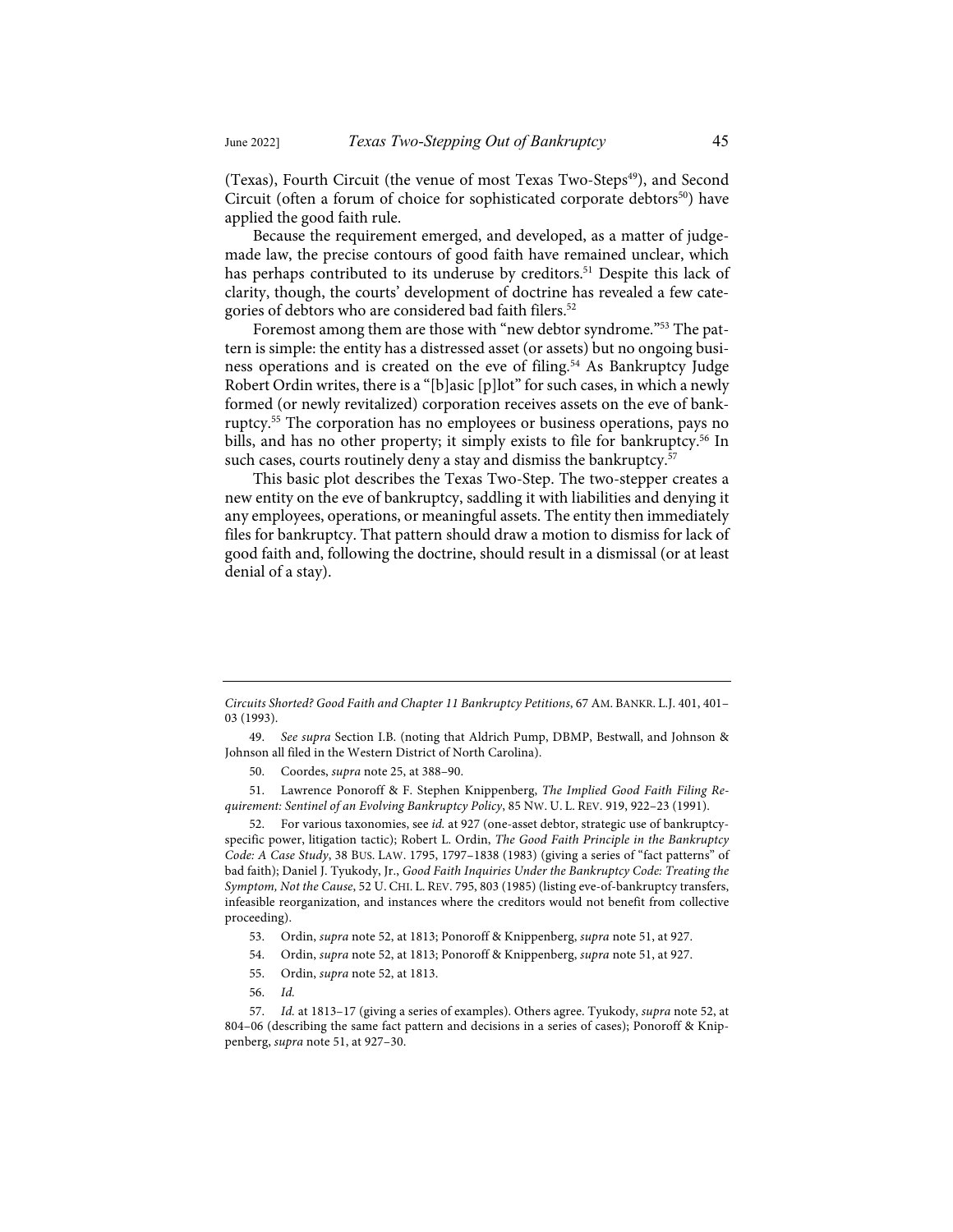(Texas), Fourth Circuit (the venue of most Texas Two-Steps[49]), and Second Circuit (often a forum of choice for sophisticated corporate debtors[50]) have applied the good faith rule.

Because the requirement emerged, and developed, as a matter of judge-made law, the precise contours of good faith have remained unclear, which has perhaps contributed to its underuse by creditors.[51] Despite this lack of clarity, though, the courts' development of doctrine has revealed a few categories of debtors who are considered bad faith filers.[52]

Foremost among them are those with "new debtor syndrome."[53] The pattern is simple: the entity has a distressed asset (or assets) but no ongoing business operations and is created on the eve of filing.[54] As Bankruptcy Judge Robert Ordin writes, there is a "[b]asic [p]lot" for such cases, in which a newly formed (or newly revitalized) corporation receives assets on the eve of bankruptcy.[55] The corporation has no employees or business operations, pays no bills, and has no other property; it simply exists to file for bankruptcy.[56] In such cases, courts routinely deny a stay and dismiss the bankruptcy.[57]

This basic plot describes the Texas Two-Step. The two-stepper creates a new entity on the eve of bankruptcy, saddling it with liabilities and denying it any employees, operations, or meaningful assets. The entity then immediately files for bankruptcy. That pattern should draw a motion to dismiss for lack of good faith and, following the doctrine, should result in a dismissal (or at least denial of a stay).

---

*Circuits Shorted? Good Faith and Chapter 11 Bankruptcy Petitions*, 67 AM. BANKR. L.J. 401, 401–03 (1993).

49. *See supra* Section I.B. (noting that Aldrich Pump, DBMP, Bestwall, and Johnson & Johnson all filed in the Western District of North Carolina).

50. Coordes, *supra* note 25, at 388–90.

51. Lawrence Ponoroff & F. Stephen Knippenberg, *The Implied Good Faith Filing Requirement: Sentinel of an Evolving Bankruptcy Policy*, 85 NW. U. L. REV. 919, 922–23 (1991).

52. For various taxonomies, see *id.* at 927 (one-asset debtor, strategic use of bankruptcy-specific power, litigation tactic); Robert L. Ordin, *The Good Faith Principle in the Bankruptcy Code: A Case Study*, 38 BUS. LAW. 1795, 1797–1838 (1983) (giving a series of "fact patterns" of bad faith); Daniel J. Tyukody, Jr., *Good Faith Inquiries Under the Bankruptcy Code: Treating the Symptom, Not the Cause*, 52 U. CHI. L. REV. 795, 803 (1985) (listing eve-of-bankruptcy transfers, infeasible reorganization, and instances where the creditors would not benefit from collective proceeding).

53. Ordin, *supra* note 52, at 1813; Ponoroff & Knippenberg, *supra* note 51, at 927.

54. Ordin, *supra* note 52, at 1813; Ponoroff & Knippenberg, *supra* note 51, at 927.

55. Ordin, *supra* note 52, at 1813.

56. *Id.*

57. *Id.* at 1813–17 (giving a series of examples). Others agree. Tyukody, *supra* note 52, at 804–06 (describing the same fact pattern and decisions in a series of cases); Ponoroff & Knippenberg, *supra* note 51, at 927–30.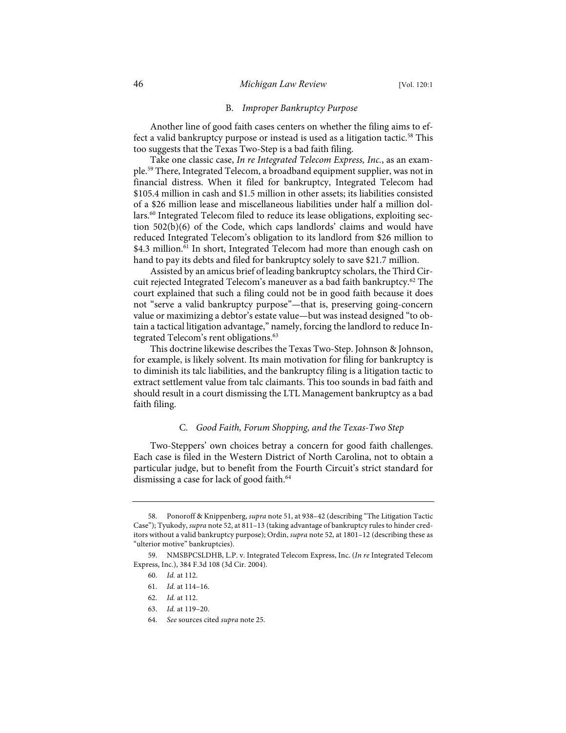### B. *Improper Bankruptcy Purpose*

Another line of good faith cases centers on whether the filing aims to effect a valid bankruptcy purpose or instead is used as a litigation tactic.[58] This too suggests that the Texas Two-Step is a bad faith filing.

Take one classic case, *In re Integrated Telecom Express, Inc.*, as an example.[59] There, Integrated Telecom, a broadband equipment supplier, was not in financial distress. When it filed for bankruptcy, Integrated Telecom had \$105.4 million in cash and \$1.5 million in other assets; its liabilities consisted of a \$26 million lease and miscellaneous liabilities under half a million dollars.[60] Integrated Telecom filed to reduce its lease obligations, exploiting section 502(b)(6) of the Code, which caps landlords' claims and would have reduced Integrated Telecom's obligation to its landlord from \$26 million to \$4.3 million.[61] In short, Integrated Telecom had more than enough cash on hand to pay its debts and filed for bankruptcy solely to save \$21.7 million.

Assisted by an amicus brief of leading bankruptcy scholars, the Third Circuit rejected Integrated Telecom's maneuver as a bad faith bankruptcy.[62] The court explained that such a filing could not be in good faith because it does not "serve a valid bankruptcy purpose"—that is, preserving going-concern value or maximizing a debtor's estate value—but was instead designed "to obtain a tactical litigation advantage," namely, forcing the landlord to reduce Integrated Telecom's rent obligations.[63]

This doctrine likewise describes the Texas Two-Step. Johnson & Johnson, for example, is likely solvent. Its main motivation for filing for bankruptcy is to diminish its talc liabilities, and the bankruptcy filing is a litigation tactic to extract settlement value from talc claimants. This too sounds in bad faith and should result in a court dismissing the LTL Management bankruptcy as a bad faith filing.

### C. *Good Faith, Forum Shopping, and the Texas-Two Step*

Two-Steppers' own choices betray a concern for good faith challenges. Each case is filed in the Western District of North Carolina, not to obtain a particular judge, but to benefit from the Fourth Circuit's strict standard for dismissing a case for lack of good faith.[64]

---

58. Ponoroff & Knippenberg, *supra* note 51, at 938–42 (describing "The Litigation Tactic Case"); Tyukody, *supra* note 52, at 811–13 (taking advantage of bankruptcy rules to hinder creditors without a valid bankruptcy purpose); Ordin, *supra* note 52, at 1801–12 (describing these as "ulterior motive" bankruptcies).

59. NMSBPCSLDHB, L.P. v. Integrated Telecom Express, Inc. (*In re* Integrated Telecom Express, Inc.), 384 F.3d 108 (3d Cir. 2004).

60. *Id.* at 112.

61. *Id.* at 114–16.

62. *Id.* at 112.

63. *Id.* at 119–20.

64. *See* sources cited *supra* note 25.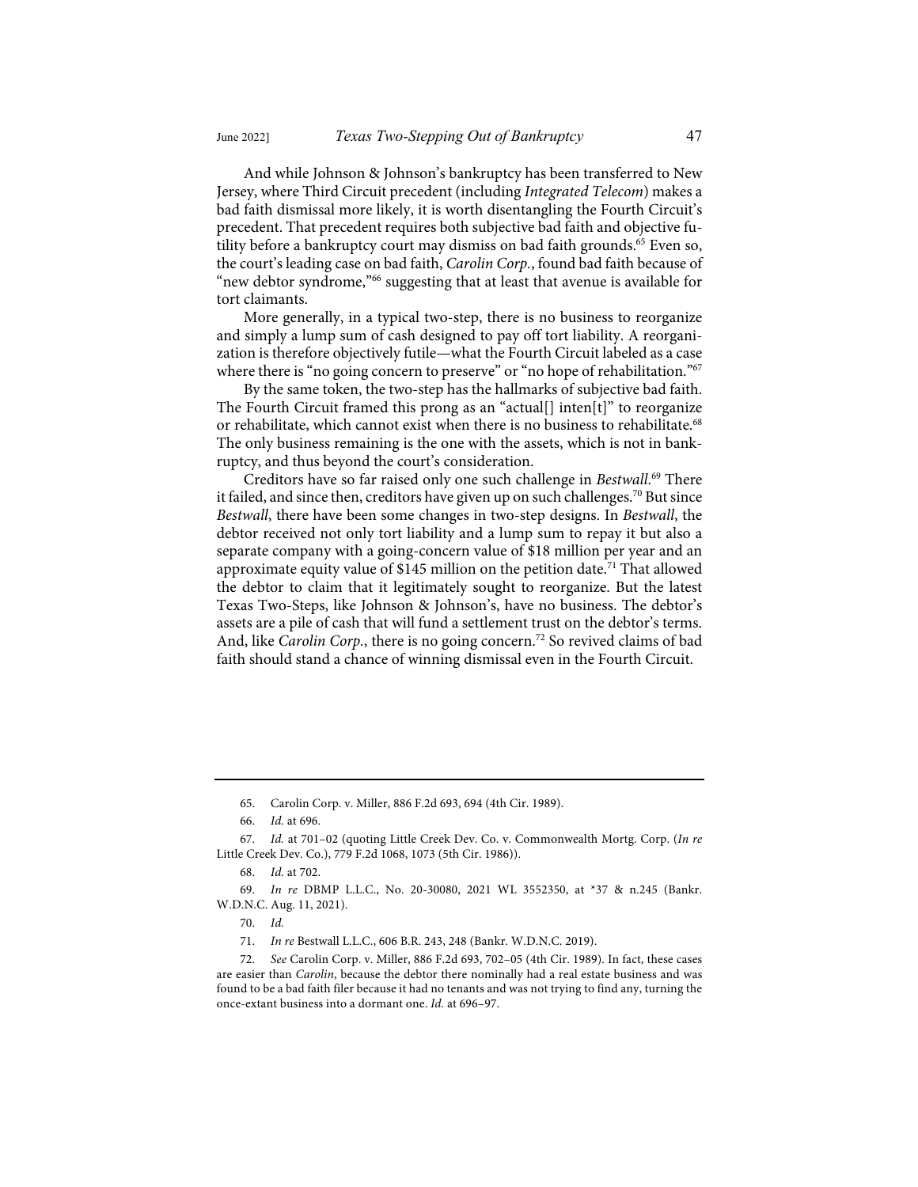And while Johnson & Johnson's bankruptcy has been transferred to New Jersey, where Third Circuit precedent (including *Integrated Telecom*) makes a bad faith dismissal more likely, it is worth disentangling the Fourth Circuit's precedent. That precedent requires both subjective bad faith and objective futility before a bankruptcy court may dismiss on bad faith grounds.[65] Even so, the court's leading case on bad faith, *Carolin Corp.*, found bad faith because of "new debtor syndrome,"[66] suggesting that at least that avenue is available for tort claimants.

More generally, in a typical two-step, there is no business to reorganize and simply a lump sum of cash designed to pay off tort liability. A reorganization is therefore objectively futile—what the Fourth Circuit labeled as a case where there is "no going concern to preserve" or "no hope of rehabilitation."[67]

By the same token, the two-step has the hallmarks of subjective bad faith. The Fourth Circuit framed this prong as an "actual[] inten[t]" to reorganize or rehabilitate, which cannot exist when there is no business to rehabilitate.[68] The only business remaining is the one with the assets, which is not in bankruptcy, and thus beyond the court's consideration.

Creditors have so far raised only one such challenge in *Bestwall*.[69] There it failed, and since then, creditors have given up on such challenges.[70] But since *Bestwall*, there have been some changes in two-step designs. In *Bestwall*, the debtor received not only tort liability and a lump sum to repay it but also a separate company with a going-concern value of $18 million per year and an approximate equity value of $145 million on the petition date.[71] That allowed the debtor to claim that it legitimately sought to reorganize. But the latest Texas Two-Steps, like Johnson & Johnson's, have no business. The debtor's assets are a pile of cash that will fund a settlement trust on the debtor's terms. And, like *Carolin Corp.*, there is no going concern.[72] So revived claims of bad faith should stand a chance of winning dismissal even in the Fourth Circuit.

---

65. Carolin Corp. v. Miller, 886 F.2d 693, 694 (4th Cir. 1989).

66. *Id.* at 696.

67. *Id.* at 701–02 (quoting Little Creek Dev. Co. v. Commonwealth Mortg. Corp. (*In re* Little Creek Dev. Co.), 779 F.2d 1068, 1073 (5th Cir. 1986)).

68. *Id.* at 702.

69. *In re* DBMP L.L.C., No. 20-30080, 2021 WL 3552350, at *37 & n.245 (Bankr. W.D.N.C. Aug. 11, 2021).

70. *Id.*

71. *In re* Bestwall L.L.C., 606 B.R. 243, 248 (Bankr. W.D.N.C. 2019).

72. *See* Carolin Corp. v. Miller, 886 F.2d 693, 702–05 (4th Cir. 1989). In fact, these cases are easier than *Carolin*, because the debtor there nominally had a real estate business and was found to be a bad faith filer because it had no tenants and was not trying to find any, turning the once-extant business into a dormant one. *Id.* at 696–97.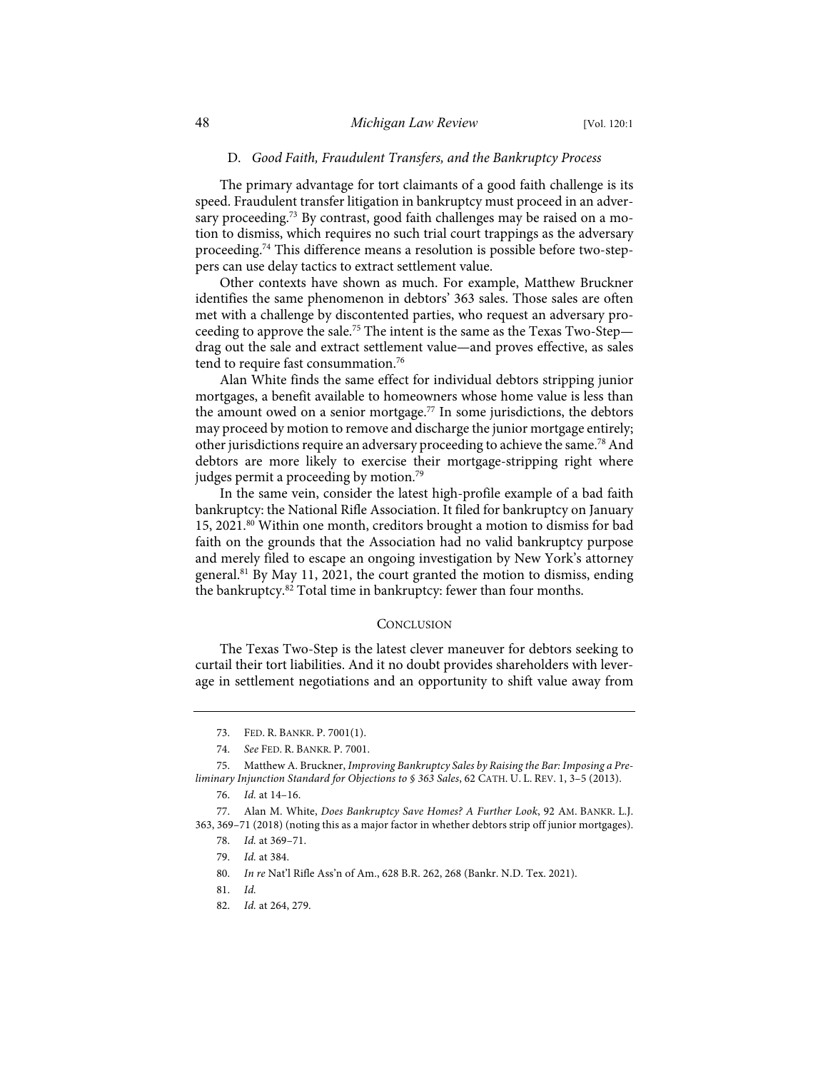### D. *Good Faith, Fraudulent Transfers, and the Bankruptcy Process*

The primary advantage for tort claimants of a good faith challenge is its speed. Fraudulent transfer litigation in bankruptcy must proceed in an adversary proceeding.[73] By contrast, good faith challenges may be raised on a motion to dismiss, which requires no such trial court trappings as the adversary proceeding.[74] This difference means a resolution is possible before two-steppers can use delay tactics to extract settlement value.

Other contexts have shown as much. For example, Matthew Bruckner identifies the same phenomenon in debtors' 363 sales. Those sales are often met with a challenge by discontented parties, who request an adversary proceeding to approve the sale.[75] The intent is the same as the Texas Two-Step—drag out the sale and extract settlement value—and proves effective, as sales tend to require fast consummation.[76]

Alan White finds the same effect for individual debtors stripping junior mortgages, a benefit available to homeowners whose home value is less than the amount owed on a senior mortgage.[77] In some jurisdictions, the debtors may proceed by motion to remove and discharge the junior mortgage entirely; other jurisdictions require an adversary proceeding to achieve the same.[78] And debtors are more likely to exercise their mortgage-stripping right where judges permit a proceeding by motion.[79]

In the same vein, consider the latest high-profile example of a bad faith bankruptcy: the National Rifle Association. It filed for bankruptcy on January 15, 2021.[80] Within one month, creditors brought a motion to dismiss for bad faith on the grounds that the Association had no valid bankruptcy purpose and merely filed to escape an ongoing investigation by New York's attorney general.[81] By May 11, 2021, the court granted the motion to dismiss, ending the bankruptcy.[82] Total time in bankruptcy: fewer than four months.

## CONCLUSION

The Texas Two-Step is the latest clever maneuver for debtors seeking to curtail their tort liabilities. And it no doubt provides shareholders with leverage in settlement negotiations and an opportunity to shift value away from

---

73. FED. R. BANKR. P. 7001(1).

74. *See* FED. R. BANKR. P. 7001.

75. Matthew A. Bruckner, *Improving Bankruptcy Sales by Raising the Bar: Imposing a Preliminary Injunction Standard for Objections to § 363 Sales*, 62 CATH. U. L. REV. 1, 3–5 (2013).

76. *Id.* at 14–16.

77. Alan M. White, *Does Bankruptcy Save Homes? A Further Look*, 92 AM. BANKR. L.J. 363, 369–71 (2018) (noting this as a major factor in whether debtors strip off junior mortgages).

78. *Id.* at 369–71.

79. *Id.* at 384.

80. *In re* Nat'l Rifle Ass'n of Am., 628 B.R. 262, 268 (Bankr. N.D. Tex. 2021).

81. *Id.*

82. *Id.* at 264, 279.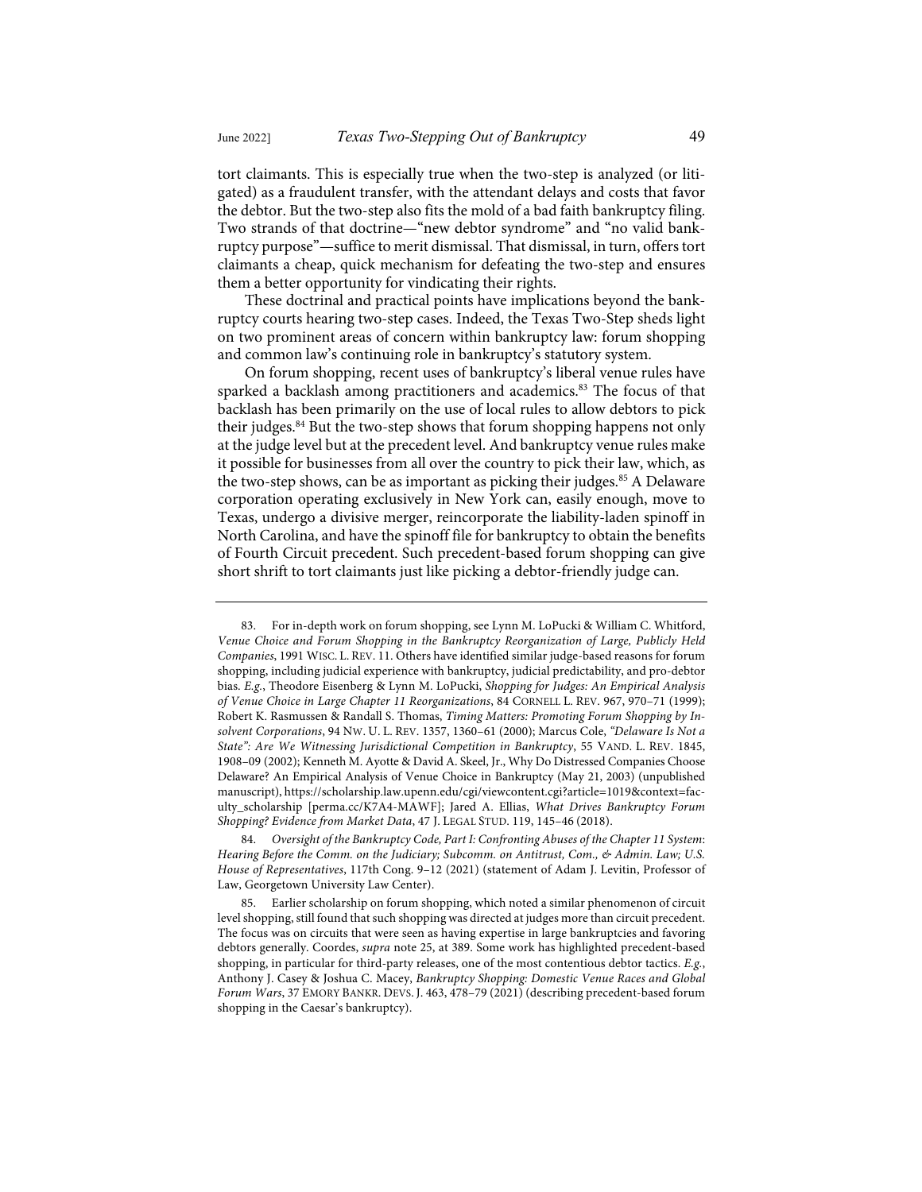tort claimants. This is especially true when the two-step is analyzed (or litigated) as a fraudulent transfer, with the attendant delays and costs that favor the debtor. But the two-step also fits the mold of a bad faith bankruptcy filing. Two strands of that doctrine—"new debtor syndrome" and "no valid bankruptcy purpose"—suffice to merit dismissal. That dismissal, in turn, offers tort claimants a cheap, quick mechanism for defeating the two-step and ensures them a better opportunity for vindicating their rights.

These doctrinal and practical points have implications beyond the bankruptcy courts hearing two-step cases. Indeed, the Texas Two-Step sheds light on two prominent areas of concern within bankruptcy law: forum shopping and common law's continuing role in bankruptcy's statutory system.

On forum shopping, recent uses of bankruptcy's liberal venue rules have sparked a backlash among practitioners and academics.[83] The focus of that backlash has been primarily on the use of local rules to allow debtors to pick their judges.[84] But the two-step shows that forum shopping happens not only at the judge level but at the precedent level. And bankruptcy venue rules make it possible for businesses from all over the country to pick their law, which, as the two-step shows, can be as important as picking their judges.[85] A Delaware corporation operating exclusively in New York can, easily enough, move to Texas, undergo a divisive merger, reincorporate the liability-laden spinoff in North Carolina, and have the spinoff file for bankruptcy to obtain the benefits of Fourth Circuit precedent. Such precedent-based forum shopping can give short shrift to tort claimants just like picking a debtor-friendly judge can.

---

83. For in-depth work on forum shopping, see Lynn M. LoPucki & William C. Whitford, *Venue Choice and Forum Shopping in the Bankruptcy Reorganization of Large, Publicly Held Companies*, 1991 WISC. L. REV. 11. Others have identified similar judge-based reasons for forum shopping, including judicial experience with bankruptcy, judicial predictability, and pro-debtor bias. *E.g.*, Theodore Eisenberg & Lynn M. LoPucki, *Shopping for Judges: An Empirical Analysis of Venue Choice in Large Chapter 11 Reorganizations*, 84 CORNELL L. REV. 967, 970–71 (1999); Robert K. Rasmussen & Randall S. Thomas, *Timing Matters: Promoting Forum Shopping by Insolvent Corporations*, 94 NW. U. L. REV. 1357, 1360–61 (2000); Marcus Cole, *"Delaware Is Not a State": Are We Witnessing Jurisdictional Competition in Bankruptcy*, 55 VAND. L. REV. 1845, 1908–09 (2002); Kenneth M. Ayotte & David A. Skeel, Jr., Why Do Distressed Companies Choose Delaware? An Empirical Analysis of Venue Choice in Bankruptcy (May 21, 2003) (unpublished manuscript), https://scholarship.law.upenn.edu/cgi/viewcontent.cgi?article=1019&context=faculty_scholarship [perma.cc/K7A4-MAWF]; Jared A. Ellias, *What Drives Bankruptcy Forum Shopping? Evidence from Market Data*, 47 J. LEGAL STUD. 119, 145–46 (2018).

84. *Oversight of the Bankruptcy Code, Part I: Confronting Abuses of the Chapter 11 System: Hearing Before the Comm. on the Judiciary; Subcomm. on Antitrust, Com., & Admin. Law; U.S. House of Representatives*, 117th Cong. 9–12 (2021) (statement of Adam J. Levitin, Professor of Law, Georgetown University Law Center).

85. Earlier scholarship on forum shopping, which noted a similar phenomenon of circuit level shopping, still found that such shopping was directed at judges more than circuit precedent. The focus was on circuits that were seen as having expertise in large bankruptcies and favoring debtors generally. Coordes, *supra* note 25, at 389. Some work has highlighted precedent-based shopping, in particular for third-party releases, one of the most contentious debtor tactics. *E.g.*, Anthony J. Casey & Joshua C. Macey, *Bankruptcy Shopping: Domestic Venue Races and Global Forum Wars*, 37 EMORY BANKR. DEVS. J. 463, 478–79 (2021) (describing precedent-based forum shopping in the Caesar's bankruptcy).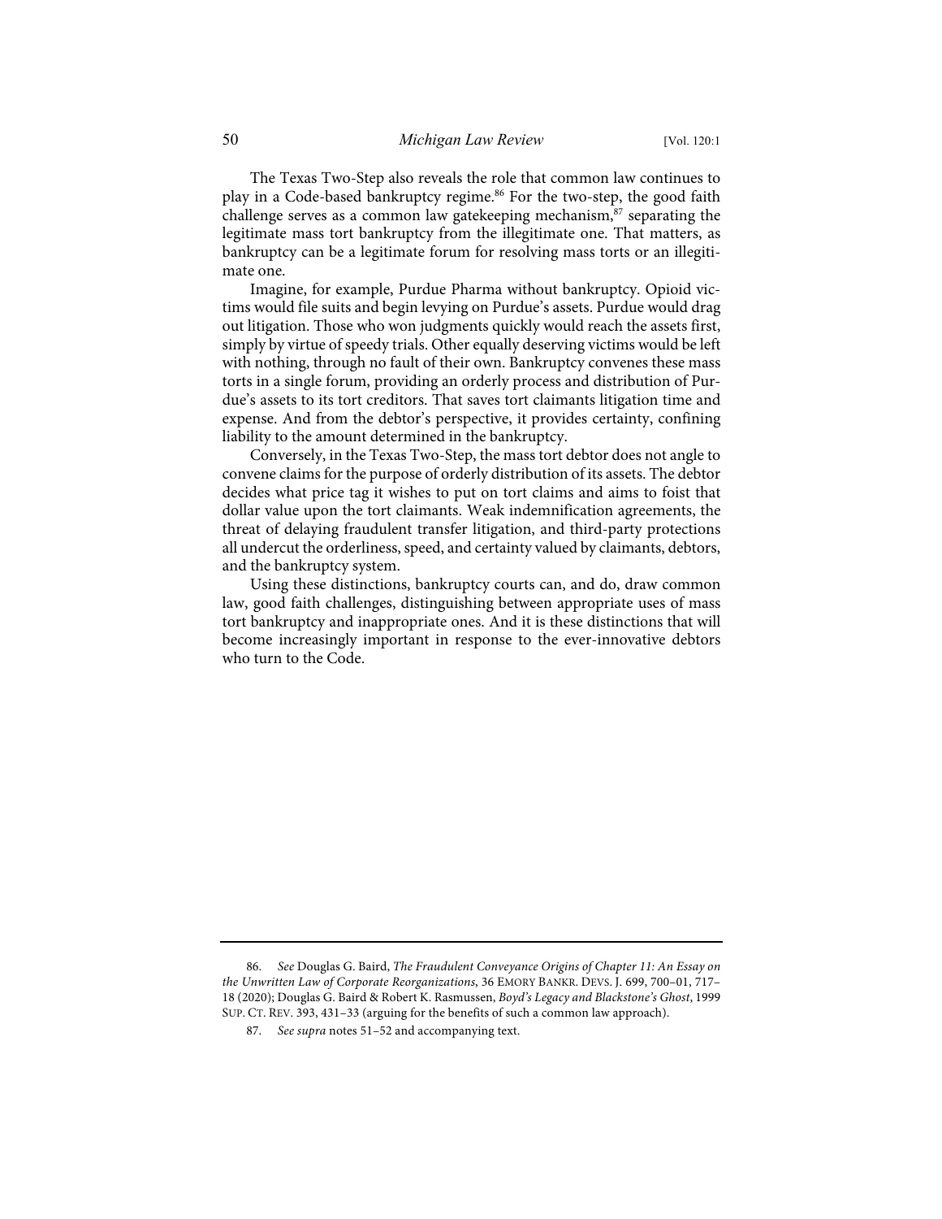The Texas Two-Step also reveals the role that common law continues to play in a Code-based bankruptcy regime.[86] For the two-step, the good faith challenge serves as a common law gatekeeping mechanism,[87] separating the legitimate mass tort bankruptcy from the illegitimate one. That matters, as bankruptcy can be a legitimate forum for resolving mass torts or an illegitimate one.

Imagine, for example, Purdue Pharma without bankruptcy. Opioid victims would file suits and begin levying on Purdue's assets. Purdue would drag out litigation. Those who won judgments quickly would reach the assets first, simply by virtue of speedy trials. Other equally deserving victims would be left with nothing, through no fault of their own. Bankruptcy convenes these mass torts in a single forum, providing an orderly process and distribution of Purdue's assets to its tort creditors. That saves tort claimants litigation time and expense. And from the debtor's perspective, it provides certainty, confining liability to the amount determined in the bankruptcy.

Conversely, in the Texas Two-Step, the mass tort debtor does not angle to convene claims for the purpose of orderly distribution of its assets. The debtor decides what price tag it wishes to put on tort claims and aims to foist that dollar value upon the tort claimants. Weak indemnification agreements, the threat of delaying fraudulent transfer litigation, and third-party protections all undercut the orderliness, speed, and certainty valued by claimants, debtors, and the bankruptcy system.

Using these distinctions, bankruptcy courts can, and do, draw common law, good faith challenges, distinguishing between appropriate uses of mass tort bankruptcy and inappropriate ones. And it is these distinctions that will become increasingly important in response to the ever-innovative debtors who turn to the Code.

---

86. *See* Douglas G. Baird, *The Fraudulent Conveyance Origins of Chapter 11: An Essay on the Unwritten Law of Corporate Reorganizations*, 36 EMORY BANKR. DEVS. J. 699, 700–01, 717–18 (2020); Douglas G. Baird & Robert K. Rasmussen, *Boyd's Legacy and Blackstone's Ghost*, 1999 SUP. CT. REV. 393, 431–33 (arguing for the benefits of such a common law approach).

87. *See supra* notes 51–52 and accompanying text.